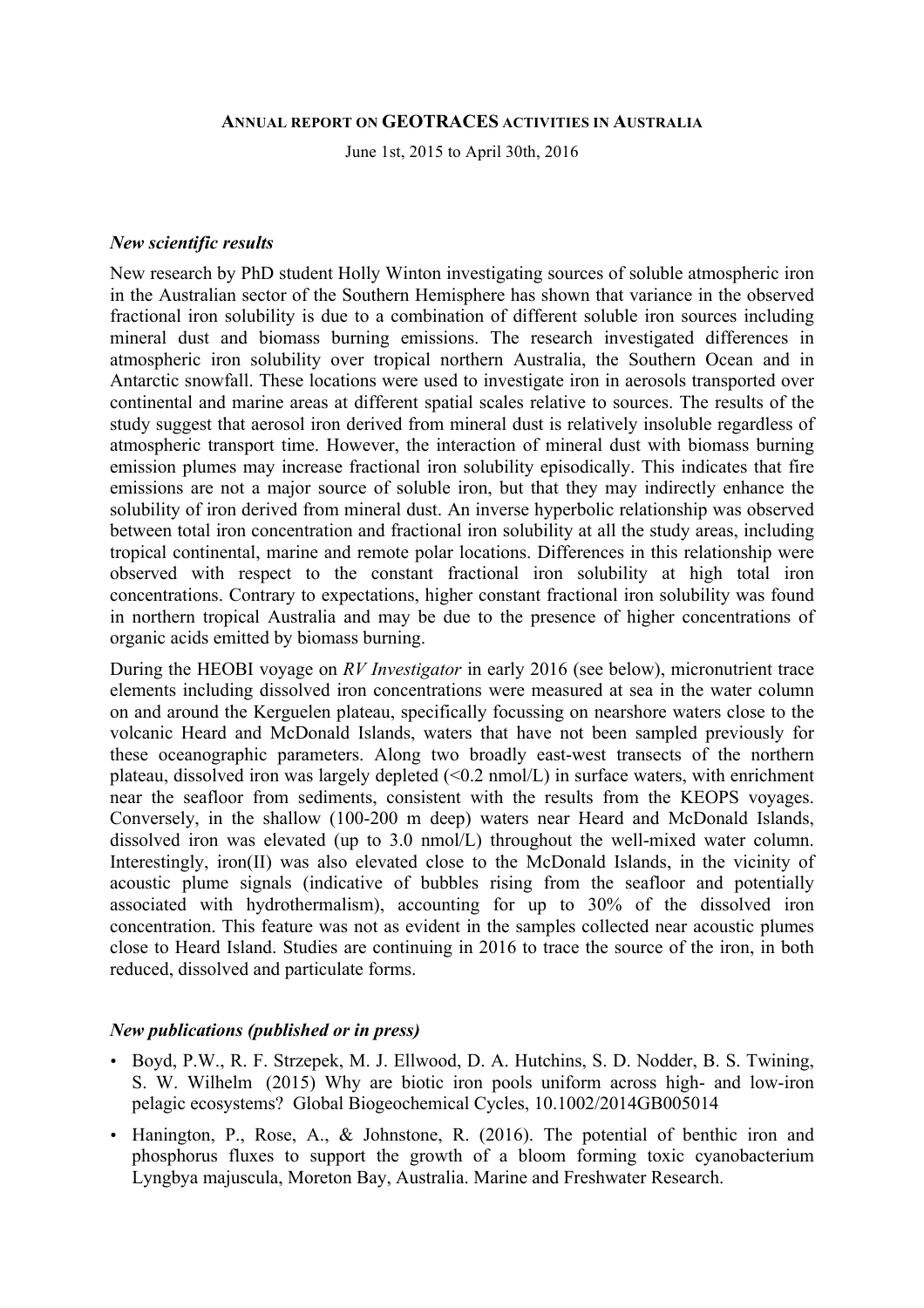# Annual report on GEOTRACES activities in Australia

June 1st, 2015 to April 30th, 2016

### *New scientific results*

New research by PhD student Holly Winton investigating sources of soluble atmospheric iron in the Australian sector of the Southern Hemisphere has shown that variance in the observed fractional iron solubility is due to a combination of different soluble iron sources including mineral dust and biomass burning emissions. The research investigated differences in atmospheric iron solubility over tropical northern Australia, the Southern Ocean and in Antarctic snowfall. These locations were used to investigate iron in aerosols transported over continental and marine areas at different spatial scales relative to sources. The results of the study suggest that aerosol iron derived from mineral dust is relatively insoluble regardless of atmospheric transport time. However, the interaction of mineral dust with biomass burning emission plumes may increase fractional iron solubility episodically. This indicates that fire emissions are not a major source of soluble iron, but that they may indirectly enhance the solubility of iron derived from mineral dust. An inverse hyperbolic relationship was observed between total iron concentration and fractional iron solubility at all the study areas, including tropical continental, marine and remote polar locations. Differences in this relationship were observed with respect to the constant fractional iron solubility at high total iron concentrations. Contrary to expectations, higher constant fractional iron solubility was found in northern tropical Australia and may be due to the presence of higher concentrations of organic acids emitted by biomass burning.

During the HEOBI voyage on *RV Investigator* in early 2016 (see below), micronutrient trace elements including dissolved iron concentrations were measured at sea in the water column on and around the Kerguelen plateau, specifically focussing on nearshore waters close to the volcanic Heard and McDonald Islands, waters that have not been sampled previously for these oceanographic parameters. Along two broadly east-west transects of the northern plateau, dissolved iron was largely depleted (<0.2 nmol/L) in surface waters, with enrichment near the seafloor from sediments, consistent with the results from the KEOPS voyages. Conversely, in the shallow (100-200 m deep) waters near Heard and McDonald Islands, dissolved iron was elevated (up to 3.0 nmol/L) throughout the well-mixed water column. Interestingly, iron(II) was also elevated close to the McDonald Islands, in the vicinity of acoustic plume signals (indicative of bubbles rising from the seafloor and potentially associated with hydrothermalism), accounting for up to 30% of the dissolved iron concentration. This feature was not as evident in the samples collected near acoustic plumes close to Heard Island. Studies are continuing in 2016 to trace the source of the iron, in both reduced, dissolved and particulate forms.

### *New publications (published or in press)*

- Boyd, P.W., R. F. Strzepek, M. J. Ellwood, D. A. Hutchins, S. D. Nodder, B. S. Twining, S. W. Wilhelm (2015) Why are biotic iron pools uniform across high- and low-iron pelagic ecosystems? Global Biogeochemical Cycles, 10.1002/2014GB005014
- Hanington, P., Rose, A., & Johnstone, R. (2016). The potential of benthic iron and phosphorus fluxes to support the growth of a bloom forming toxic cyanobacterium Lyngbya majuscula, Moreton Bay, Australia. Marine and Freshwater Research.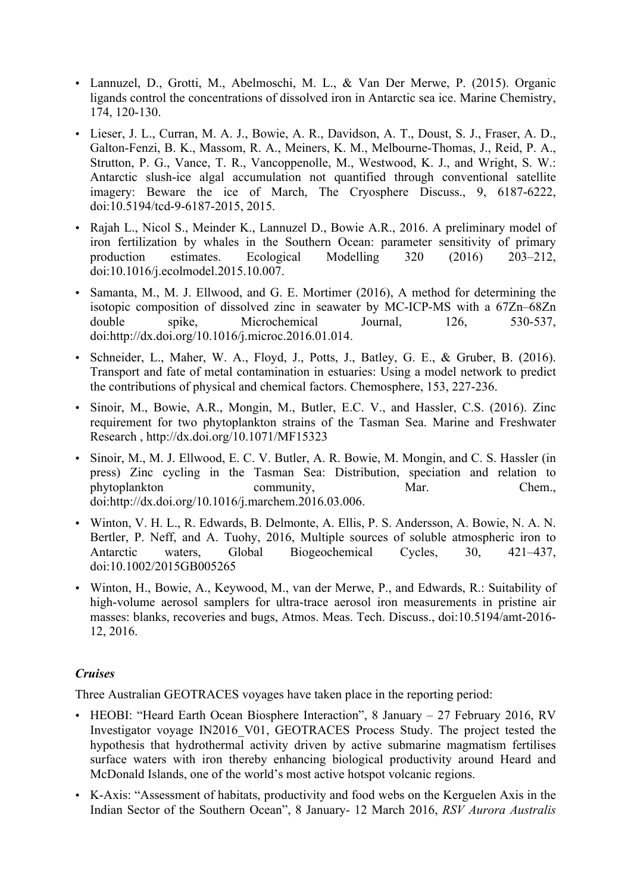- Lannuzel, D., Grotti, M., Abelmoschi, M. L., & Van Der Merwe, P. (2015). Organic ligands control the concentrations of dissolved iron in Antarctic sea ice. Marine Chemistry, 174, 120-130.
- Lieser, J. L., Curran, M. A. J., Bowie, A. R., Davidson, A. T., Doust, S. J., Fraser, A. D., Galton-Fenzi, B. K., Massom, R. A., Meiners, K. M., Melbourne-Thomas, J., Reid, P. A., Strutton, P. G., Vance, T. R., Vancoppenolle, M., Westwood, K. J., and Wright, S. W.: Antarctic slush-ice algal accumulation not quantified through conventional satellite imagery: Beware the ice of March, The Cryosphere Discuss., 9, 6187-6222, doi:10.5194/tcd-9-6187-2015, 2015.
- Rajah L., Nicol S., Meinder K., Lannuzel D., Bowie A.R., 2016. A preliminary model of iron fertilization by whales in the Southern Ocean: parameter sensitivity of primary production estimates. Ecological Modelling 320 (2016) 203–212, doi:10.1016/j.ecolmodel.2015.10.007.
- Samanta, M., M. J. Ellwood, and G. E. Mortimer (2016), A method for determining the isotopic composition of dissolved zinc in seawater by MC-ICP-MS with a 67Zn–68Zn double spike, Microchemical Journal, 126, 530-537, doi:http://dx.doi.org/10.1016/j.microc.2016.01.014.
- Schneider, L., Maher, W. A., Floyd, J., Potts, J., Batley, G. E., & Gruber, B. (2016). Transport and fate of metal contamination in estuaries: Using a model network to predict the contributions of physical and chemical factors. Chemosphere, 153, 227-236.
- Sinoir, M., Bowie, A.R., Mongin, M., Butler, E.C. V., and Hassler, C.S. (2016). Zinc requirement for two phytoplankton strains of the Tasman Sea. Marine and Freshwater Research , http://dx.doi.org/10.1071/MF15323
- Sinoir, M., M. J. Ellwood, E. C. V. Butler, A. R. Bowie, M. Mongin, and C. S. Hassler (in press) Zinc cycling in the Tasman Sea: Distribution, speciation and relation to phytoplankton community, Mar. Chem., doi:http://dx.doi.org/10.1016/j.marchem.2016.03.006.
- Winton, V. H. L., R. Edwards, B. Delmonte, A. Ellis, P. S. Andersson, A. Bowie, N. A. N. Bertler, P. Neff, and A. Tuohy, 2016, Multiple sources of soluble atmospheric iron to Antarctic waters, Global Biogeochemical Cycles, 30, 421–437, doi:10.1002/2015GB005265
- Winton, H., Bowie, A., Keywood, M., van der Merwe, P., and Edwards, R.: Suitability of high-volume aerosol samplers for ultra-trace aerosol iron measurements in pristine air masses: blanks, recoveries and bugs, Atmos. Meas. Tech. Discuss., doi:10.5194/amt-2016-12, 2016.

### *Cruises*

Three Australian GEOTRACES voyages have taken place in the reporting period:

- HEOBI: "Heard Earth Ocean Biosphere Interaction", 8 January – 27 February 2016, RV Investigator voyage IN2016_V01, GEOTRACES Process Study. The project tested the hypothesis that hydrothermal activity driven by active submarine magmatism fertilises surface waters with iron thereby enhancing biological productivity around Heard and McDonald Islands, one of the world's most active hotspot volcanic regions.
- K-Axis: "Assessment of habitats, productivity and food webs on the Kerguelen Axis in the Indian Sector of the Southern Ocean", 8 January- 12 March 2016, *RSV Aurora Australis*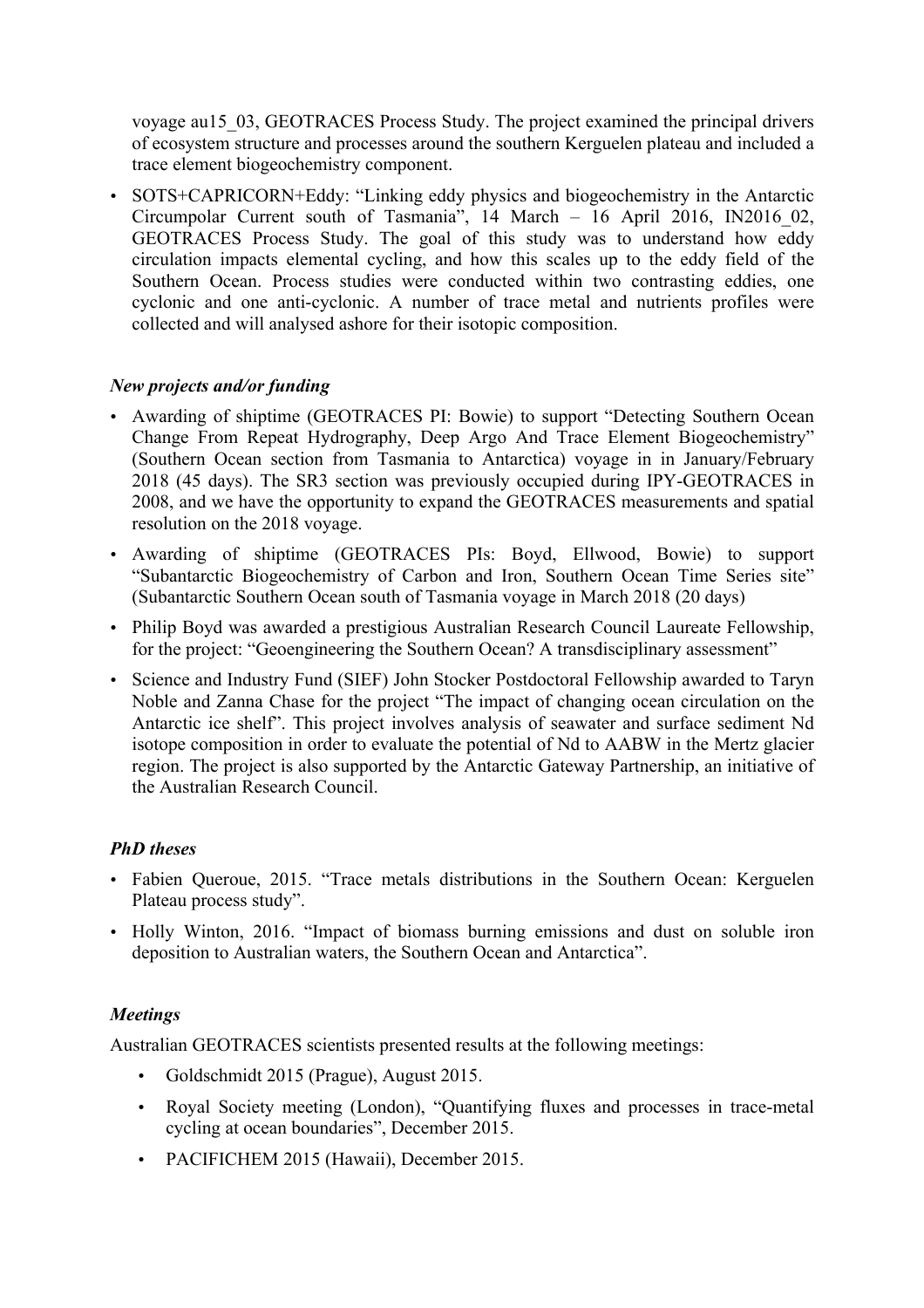voyage au15_03, GEOTRACES Process Study. The project examined the principal drivers of ecosystem structure and processes around the southern Kerguelen plateau and included a trace element biogeochemistry component.

- SOTS+CAPRICORN+Eddy: "Linking eddy physics and biogeochemistry in the Antarctic Circumpolar Current south of Tasmania", 14 March – 16 April 2016, IN2016_02, GEOTRACES Process Study. The goal of this study was to understand how eddy circulation impacts elemental cycling, and how this scales up to the eddy field of the Southern Ocean. Process studies were conducted within two contrasting eddies, one cyclonic and one anti-cyclonic. A number of trace metal and nutrients profiles were collected and will analysed ashore for their isotopic composition.

### *New projects and/or funding*

- Awarding of shiptime (GEOTRACES PI: Bowie) to support "Detecting Southern Ocean Change From Repeat Hydrography, Deep Argo And Trace Element Biogeochemistry" (Southern Ocean section from Tasmania to Antarctica) voyage in in January/February 2018 (45 days). The SR3 section was previously occupied during IPY-GEOTRACES in 2008, and we have the opportunity to expand the GEOTRACES measurements and spatial resolution on the 2018 voyage.
- Awarding of shiptime (GEOTRACES PIs: Boyd, Ellwood, Bowie) to support "Subantarctic Biogeochemistry of Carbon and Iron, Southern Ocean Time Series site" (Subantarctic Southern Ocean south of Tasmania voyage in March 2018 (20 days)
- Philip Boyd was awarded a prestigious Australian Research Council Laureate Fellowship, for the project: "Geoengineering the Southern Ocean? A transdisciplinary assessment"
- Science and Industry Fund (SIEF) John Stocker Postdoctoral Fellowship awarded to Taryn Noble and Zanna Chase for the project "The impact of changing ocean circulation on the Antarctic ice shelf". This project involves analysis of seawater and surface sediment Nd isotope composition in order to evaluate the potential of Nd to AABW in the Mertz glacier region. The project is also supported by the Antarctic Gateway Partnership, an initiative of the Australian Research Council.

### *PhD theses*

- Fabien Queroue, 2015. "Trace metals distributions in the Southern Ocean: Kerguelen Plateau process study".
- Holly Winton, 2016. "Impact of biomass burning emissions and dust on soluble iron deposition to Australian waters, the Southern Ocean and Antarctica".

### *Meetings*

Australian GEOTRACES scientists presented results at the following meetings:

- Goldschmidt 2015 (Prague), August 2015.
- Royal Society meeting (London), "Quantifying fluxes and processes in trace-metal cycling at ocean boundaries", December 2015.
- PACIFICHEM 2015 (Hawaii), December 2015.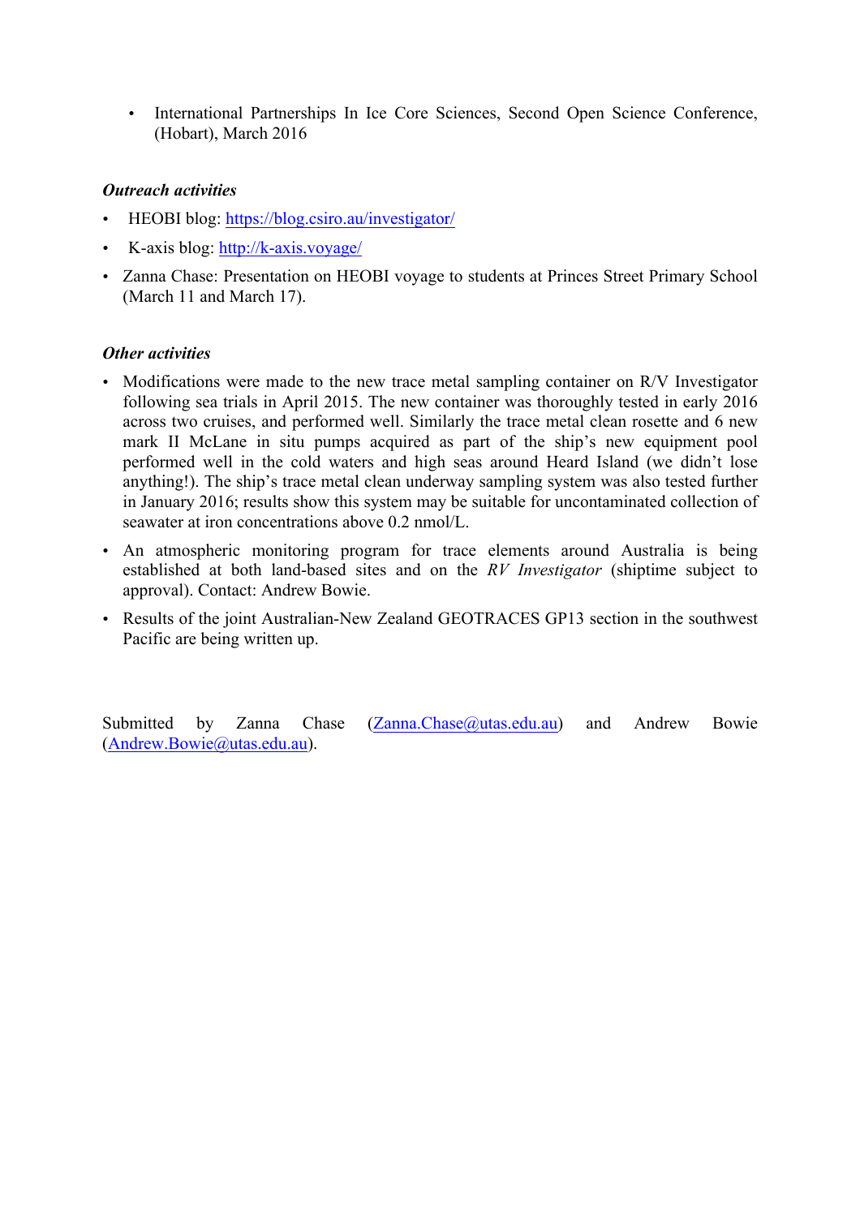- International Partnerships In Ice Core Sciences, Second Open Science Conference, (Hobart), March 2016

***Outreach activities***

- HEOBI blog: https://blog.csiro.au/investigator/
- K-axis blog: http://k-axis.voyage/
- Zanna Chase: Presentation on HEOBI voyage to students at Princes Street Primary School (March 11 and March 17).

***Other activities***

- Modifications were made to the new trace metal sampling container on R/V Investigator following sea trials in April 2015. The new container was thoroughly tested in early 2016 across two cruises, and performed well. Similarly the trace metal clean rosette and 6 new mark II McLane in situ pumps acquired as part of the ship's new equipment pool performed well in the cold waters and high seas around Heard Island (we didn't lose anything!). The ship's trace metal clean underway sampling system was also tested further in January 2016; results show this system may be suitable for uncontaminated collection of seawater at iron concentrations above 0.2 nmol/L.
- An atmospheric monitoring program for trace elements around Australia is being established at both land-based sites and on the *RV Investigator* (shiptime subject to approval). Contact: Andrew Bowie.
- Results of the joint Australian-New Zealand GEOTRACES GP13 section in the southwest Pacific are being written up.

Submitted by Zanna Chase (Zanna.Chase@utas.edu.au) and Andrew Bowie (Andrew.Bowie@utas.edu.au).